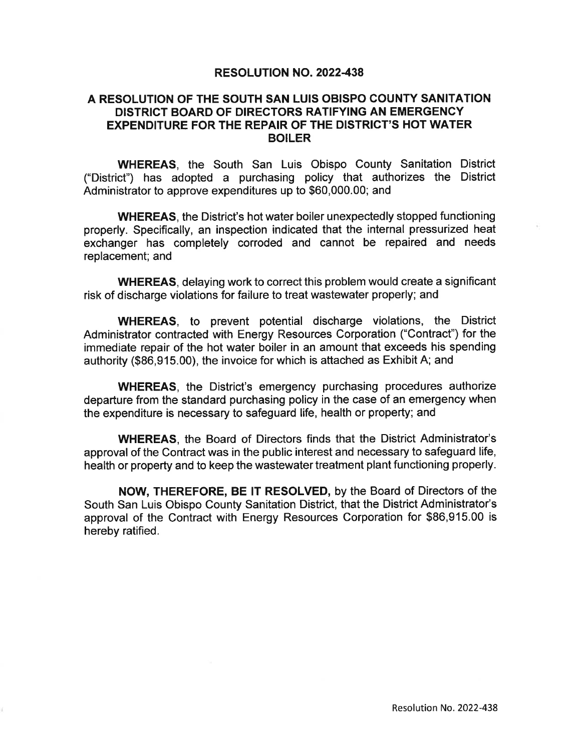# RESOLUTION NO. 2022-438

## A RESOLUTION OF THE SOUTH SAN LUIS OBISPO COUNTY SANITATION DISTRICT BOARD OF DIRECTORS RATIFYING AN EMERGENCY EXPENDITURE FOR THE REPAIR OF THE DISTRICT'S HOT WATER BOILER

**WHEREAS**, the South San Luis Obispo County Sanitation District ("District") has adopted a purchasing policy that authorizes the District Administrator to approve expenditures up to $60,000.00; and

**WHEREAS**, the District's hot water boiler unexpectedly stopped functioning properly. Specifically, an inspection indicated that the internal pressurized heat exchanger has completely corroded and cannot be repaired and needs replacement; and

**WHEREAS**, delaying work to correct this problem would create a significant risk of discharge violations for failure to treat wastewater properly; and

**WHEREAS**, to prevent potential discharge violations, the District Administrator contracted with Energy Resources Corporation ("Contract") for the immediate repair of the hot water boiler in an amount that exceeds his spending authority ($86,915.00), the invoice for which is attached as Exhibit A; and

**WHEREAS**, the District's emergency purchasing procedures authorize departure from the standard purchasing policy in the case of an emergency when the expenditure is necessary to safeguard life, health or property; and

**WHEREAS**, the Board of Directors finds that the District Administrator's approval of the Contract was in the public interest and necessary to safeguard life, health or property and to keep the wastewater treatment plant functioning properly.

**NOW, THEREFORE, BE IT RESOLVED,** by the Board of Directors of the South San Luis Obispo County Sanitation District, that the District Administrator's approval of the Contract with Energy Resources Corporation for $86,915.00 is hereby ratified.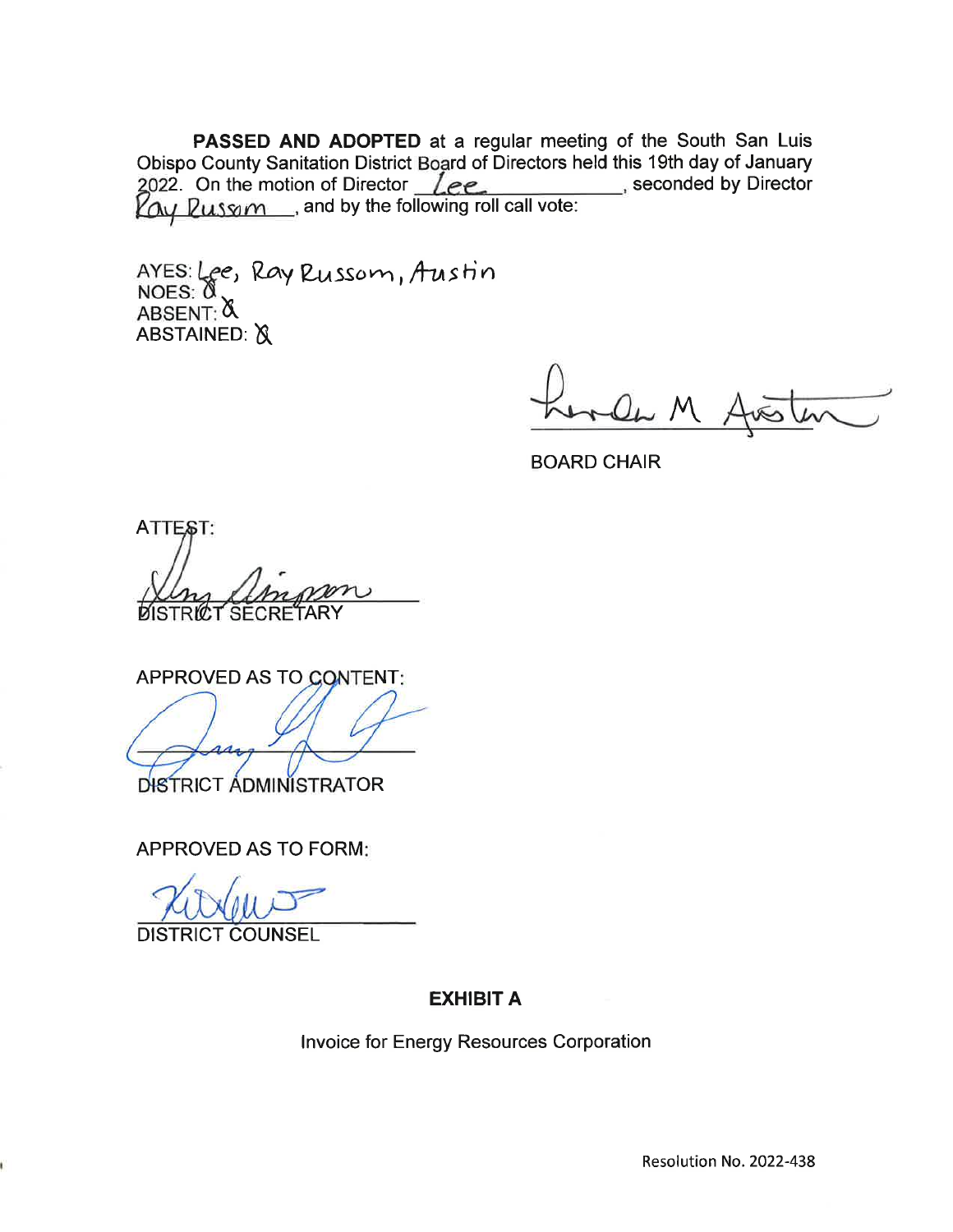**PASSED AND ADOPTED** at a regular meeting of the South San Luis Obispo County Sanitation District Board of Directors held this 19th day of January 2022. On the motion of Director Lee, seconded by Director Ray Russom, and by the following roll call vote:

AYES: Lee, Ray Russom, Austin
NOES: X
ABSENT: X
ABSTAINED: X

BOARD CHAIR

ATTEST:

DISTRICT SECRETARY

APPROVED AS TO CONTENT:

DISTRICT ADMINISTRATOR

APPROVED AS TO FORM:

DISTRICT COUNSEL

**EXHIBIT A**

Invoice for Energy Resources Corporation

Resolution No. 2022-438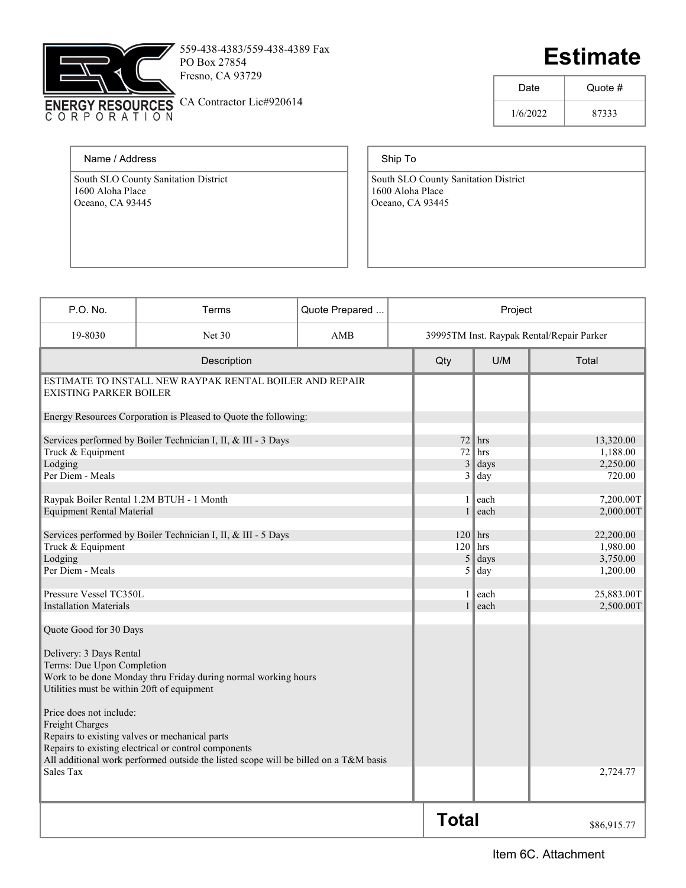ENERGY RESOURCES CORPORATION

559-438-4383/559-438-4389 Fax
PO Box 27854
Fresno, CA 93729

CA Contractor Lic#920614

# Estimate

| Date | Quote # |
|---|---|
| 1/6/2022 | 87333 |

| Name / Address | Ship To |
|---|---|
| South SLO County Sanitation District<br>1600 Aloha Place<br>Oceano, CA 93445 | South SLO County Sanitation District<br>1600 Aloha Place<br>Oceano, CA 93445 |

| P.O. No. | Terms | Quote Prepared ... | Project |
|---|---|---|---|
| 19-8030 | Net 30 | AMB | 39995TM Inst. Raypak Rental/Repair Parker |

| Description | Qty | U/M | Total |
|---|---|---|---|
| ESTIMATE TO INSTALL NEW RAYPAK RENTAL BOILER AND REPAIR EXISTING PARKER BOILER | | | |
| Energy Resources Corporation is Pleased to Quote the following: | | | |
| Services performed by Boiler Technician I, II, & III - 3 Days | 72 | hrs | 13,320.00 |
| Truck & Equipment | 72 | hrs | 1,188.00 |
| Lodging | 3 | days | 2,250.00 |
| Per Diem - Meals | 3 | day | 720.00 |
| Raypak Boiler Rental 1.2M BTUH - 1 Month | 1 | each | 7,200.00T |
| Equipment Rental Material | 1 | each | 2,000.00T |
| Services performed by Boiler Technician I, II, & III - 5 Days | 120 | hrs | 22,200.00 |
| Truck & Equipment | 120 | hrs | 1,980.00 |
| Lodging | 5 | days | 3,750.00 |
| Per Diem - Meals | 5 | day | 1,200.00 |
| Pressure Vessel TC350L | 1 | each | 25,883.00T |
| Installation Materials | 1 | each | 2,500.00T |
| Quote Good for 30 Days | | | |
| Delivery: 3 Days Rental<br>Terms: Due Upon Completion<br>Work to be done Monday thru Friday during normal working hours<br>Utilities must be within 20ft of equipment | | | |
| Price does not include:<br>Freight Charges<br>Repairs to existing valves or mechanical parts<br>Repairs to existing electrical or control components<br>All additional work performed outside the listed scope will be billed on a T&M basis | | | |
| Sales Tax | | | 2,724.77 |
| **Total** | | | $86,915.77 |

Item 6C. Attachment